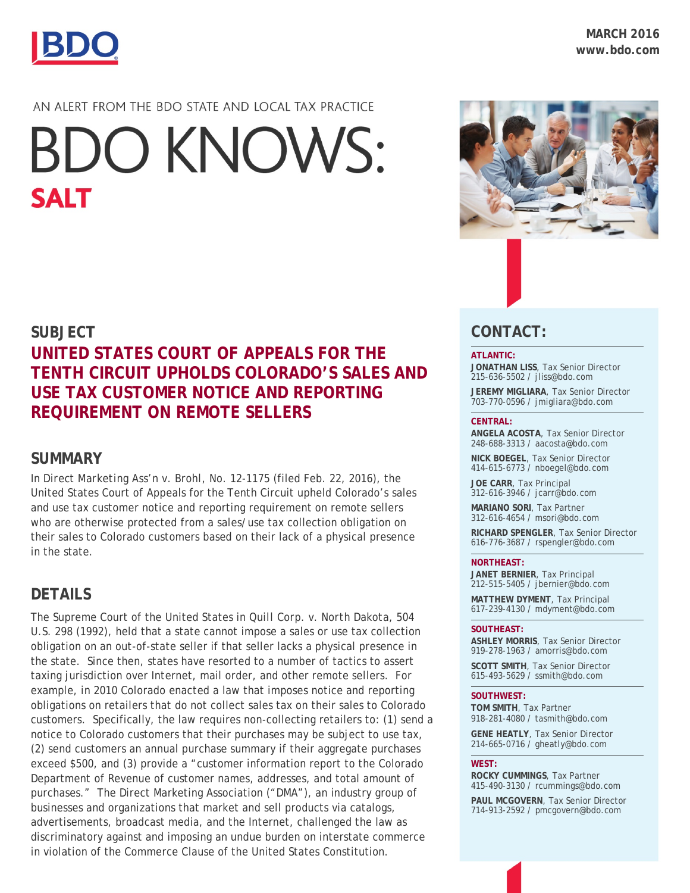MARCH 2016
www.bdo.com

AN ALERT FROM THE BDO STATE AND LOCAL TAX PRACTICE

# BDO KNOWS: SALT

## SUBJECT

### UNITED STATES COURT OF APPEALS FOR THE TENTH CIRCUIT UPHOLDS COLORADO'S SALES AND USE TAX CUSTOMER NOTICE AND REPORTING REQUIREMENT ON REMOTE SELLERS

## SUMMARY

In Direct Marketing Ass'n v. Brohl, No. 12-1175 (filed Feb. 22, 2016), the United States Court of Appeals for the Tenth Circuit upheld Colorado's sales and use tax customer notice and reporting requirement on remote sellers who are otherwise protected from a sales/use tax collection obligation on their sales to Colorado customers based on their lack of a physical presence in the state.

## DETAILS

The Supreme Court of the United States in Quill Corp. v. North Dakota, 504 U.S. 298 (1992), held that a state cannot impose a sales or use tax collection obligation on an out-of-state seller if that seller lacks a physical presence in the state. Since then, states have resorted to a number of tactics to assert taxing jurisdiction over Internet, mail order, and other remote sellers. For example, in 2010 Colorado enacted a law that imposes notice and reporting obligations on retailers that do not collect sales tax on their sales to Colorado customers. Specifically, the law requires non-collecting retailers to: (1) send a notice to Colorado customers that their purchases may be subject to use tax, (2) send customers an annual purchase summary if their aggregate purchases exceed $500, and (3) provide a "customer information report to the Colorado Department of Revenue of customer names, addresses, and total amount of purchases." The Direct Marketing Association ("DMA"), an industry group of businesses and organizations that market and sell products via catalogs, advertisements, broadcast media, and the Internet, challenged the law as discriminatory against and imposing an undue burden on interstate commerce in violation of the Commerce Clause of the United States Constitution.

## CONTACT:

**ATLANTIC:**

**JONATHAN LISS**, Tax Senior Director
215-636-5502 / jliss@bdo.com

**JEREMY MIGLIARA**, Tax Senior Director
703-770-0596 / jmigliara@bdo.com

**CENTRAL:**

**ANGELA ACOSTA**, Tax Senior Director
248-688-3313 / aacosta@bdo.com

**NICK BOEGEL**, Tax Senior Director
414-615-6773 / nboegel@bdo.com

**JOE CARR**, Tax Principal
312-616-3946 / jcarr@bdo.com

**MARIANO SORI**, Tax Partner
312-616-4654 / msori@bdo.com

**RICHARD SPENGLER**, Tax Senior Director
616-776-3687 / rspengler@bdo.com

**NORTHEAST:**

**JANET BERNIER**, Tax Principal
212-515-5405 / jbernier@bdo.com

**MATTHEW DYMENT**, Tax Principal
617-239-4130 / mdyment@bdo.com

**SOUTHEAST:**

**ASHLEY MORRIS**, Tax Senior Director
919-278-1963 / amorris@bdo.com

**SCOTT SMITH**, Tax Senior Director
615-493-5629 / ssmith@bdo.com

**SOUTHWEST:**

**TOM SMITH**, Tax Partner
918-281-4080 / tasmith@bdo.com

**GENE HEATLY**, Tax Senior Director
214-665-0716 / gheatly@bdo.com

**WEST:**

**ROCKY CUMMINGS**, Tax Partner
415-490-3130 / rcummings@bdo.com

**PAUL MCGOVERN**, Tax Senior Director
714-913-2592 / pmcgovern@bdo.com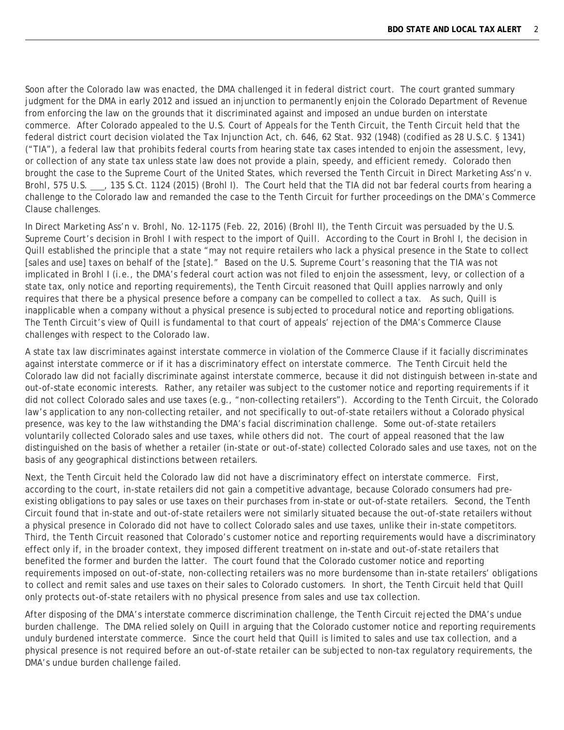Soon after the Colorado law was enacted, the DMA challenged it in federal district court. The court granted summary judgment for the DMA in early 2012 and issued an injunction to permanently enjoin the Colorado Department of Revenue from enforcing the law on the grounds that it discriminated against and imposed an undue burden on interstate commerce. After Colorado appealed to the U.S. Court of Appeals for the Tenth Circuit, the Tenth Circuit held that the federal district court decision violated the Tax Injunction Act, ch. 646, 62 Stat. 932 (1948) (codified as 28 U.S.C. § 1341) ("TIA"), a federal law that prohibits federal courts from hearing state tax cases intended to enjoin the assessment, levy, or collection of any state tax unless state law does not provide a plain, speedy, and efficient remedy. Colorado then brought the case to the Supreme Court of the United States, which reversed the Tenth Circuit in *Direct Marketing Ass'n v. Brohl*, 575 U.S. ___, 135 S.Ct. 1124 (2015) (*Brohl I*). The Court held that the TIA did not bar federal courts from hearing a challenge to the Colorado law and remanded the case to the Tenth Circuit for further proceedings on the DMA's Commerce Clause challenges.

In *Direct Marketing Ass'n v. Brohl*, No. 12-1175 (Feb. 22, 2016) (*Brohl II*), the Tenth Circuit was persuaded by the U.S. Supreme Court's decision in *Brohl I* with respect to the import of *Quill*. According to the Court in *Brohl I*, the decision in *Quill* established the principle that a state "may not require retailers who lack a physical presence in the State to collect [sales and use] taxes on behalf of the [state]." Based on the U.S. Supreme Court's reasoning that the TIA was not implicated in *Brohl I* (i.e., the DMA's federal court action was not filed to enjoin the assessment, levy, or collection of a state tax, only notice and reporting requirements), the Tenth Circuit reasoned that *Quill* applies narrowly and only requires that there be a physical presence before a company can be compelled to collect a tax. As such, *Quill* is inapplicable when a company without a physical presence is subjected to procedural notice and reporting obligations. The Tenth Circuit's view of *Quill* is fundamental to that court of appeals' rejection of the DMA's Commerce Clause challenges with respect to the Colorado law.

A state tax law discriminates against interstate commerce in violation of the Commerce Clause if it facially discriminates against interstate commerce or if it has a discriminatory effect on interstate commerce. The Tenth Circuit held the Colorado law did not facially discriminate against interstate commerce, because it did not distinguish between in-state and out-of-state economic interests. Rather, any retailer was subject to the customer notice and reporting requirements if it did not collect Colorado sales and use taxes (e.g., "non-collecting retailers"). According to the Tenth Circuit, the Colorado law's application to any non-collecting retailer, and not specifically to out-of-state retailers without a Colorado physical presence, was key to the law withstanding the DMA's facial discrimination challenge. Some out-of-state retailers voluntarily collected Colorado sales and use taxes, while others did not. The court of appeal reasoned that the law distinguished on the basis of whether a retailer (in-state or out-of-state) collected Colorado sales and use taxes, not on the basis of any geographical distinctions between retailers.

Next, the Tenth Circuit held the Colorado law did not have a discriminatory effect on interstate commerce. First, according to the court, in-state retailers did not gain a competitive advantage, because Colorado consumers had pre-existing obligations to pay sales or use taxes on their purchases from in-state or out-of-state retailers. Second, the Tenth Circuit found that in-state and out-of-state retailers were not similarly situated because the out-of-state retailers without a physical presence in Colorado did not have to collect Colorado sales and use taxes, unlike their in-state competitors. Third, the Tenth Circuit reasoned that Colorado's customer notice and reporting requirements would have a discriminatory effect only if, in the broader context, they imposed different treatment on in-state and out-of-state retailers that benefited the former and burden the latter. The court found that the Colorado customer notice and reporting requirements imposed on out-of-state, non-collecting retailers was no more burdensome than in-state retailers' obligations to collect and remit sales and use taxes on their sales to Colorado customers. In short, the Tenth Circuit held that *Quill* only protects out-of-state retailers with no physical presence from sales and use tax collection.

After disposing of the DMA's interstate commerce discrimination challenge, the Tenth Circuit rejected the DMA's undue burden challenge. The DMA relied solely on *Quill* in arguing that the Colorado customer notice and reporting requirements unduly burdened interstate commerce. Since the court held that *Quill* is limited to sales and use tax collection, and a physical presence is not required before an out-of-state retailer can be subjected to non-tax regulatory requirements, the DMA's undue burden challenge failed.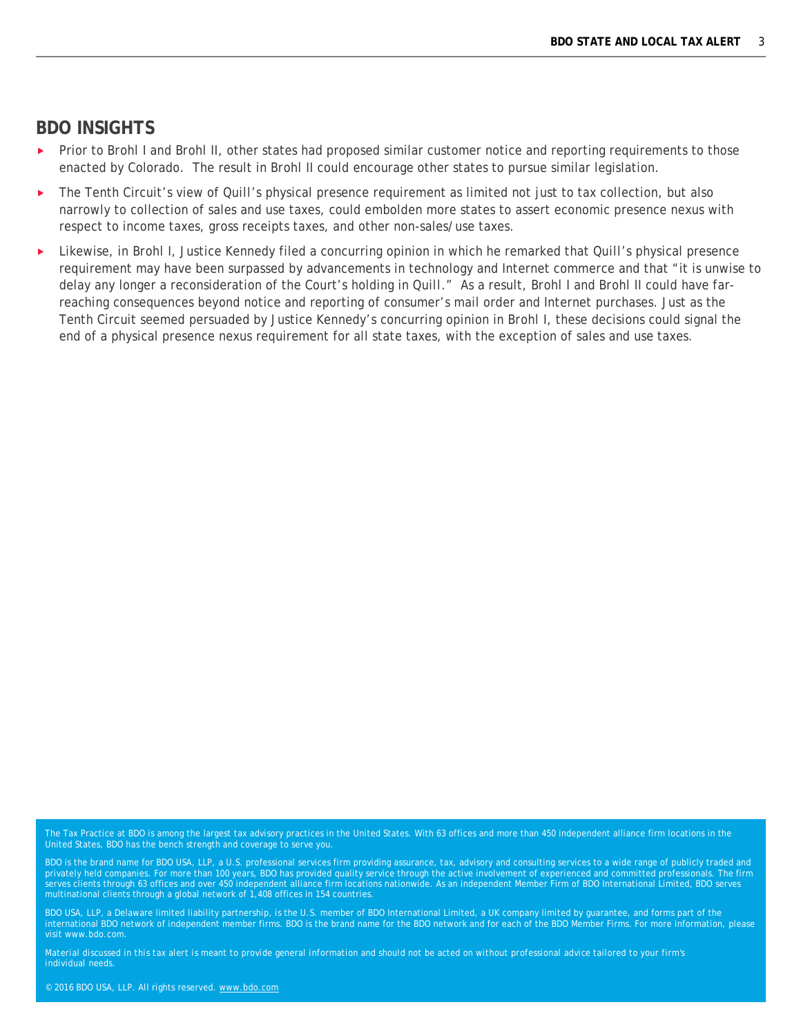## BDO INSIGHTS

- Prior to Brohl I and Brohl II, other states had proposed similar customer notice and reporting requirements to those enacted by Colorado. The result in Brohl II could encourage other states to pursue similar legislation.
- The Tenth Circuit's view of Quill's physical presence requirement as limited not just to tax collection, but also narrowly to collection of sales and use taxes, could embolden more states to assert economic presence nexus with respect to income taxes, gross receipts taxes, and other non-sales/use taxes.
- Likewise, in Brohl I, Justice Kennedy filed a concurring opinion in which he remarked that Quill's physical presence requirement may have been surpassed by advancements in technology and Internet commerce and that "it is unwise to delay any longer a reconsideration of the Court's holding in Quill." As a result, Brohl I and Brohl II could have far-reaching consequences beyond notice and reporting of consumer's mail order and Internet purchases. Just as the Tenth Circuit seemed persuaded by Justice Kennedy's concurring opinion in Brohl I, these decisions could signal the end of a physical presence nexus requirement for all state taxes, with the exception of sales and use taxes.

The Tax Practice at BDO is among the largest tax advisory practices in the United States. With 63 offices and more than 450 independent alliance firm locations in the United States, BDO has the bench strength and coverage to serve you.

BDO is the brand name for BDO USA, LLP, a U.S. professional services firm providing assurance, tax, advisory and consulting services to a wide range of publicly traded and privately held companies. For more than 100 years, BDO has provided quality service through the active involvement of experienced and committed professionals. The firm serves clients through 63 offices and over 450 independent alliance firm locations nationwide. As an independent Member Firm of BDO International Limited, BDO serves multinational clients through a global network of 1,408 offices in 154 countries.

BDO USA, LLP, a Delaware limited liability partnership, is the U.S. member of BDO International Limited, a UK company limited by guarantee, and forms part of the international BDO network of independent member firms. BDO is the brand name for the BDO network and for each of the BDO Member Firms. For more information, please visit www.bdo.com.

Material discussed in this tax alert is meant to provide general information and should not be acted on without professional advice tailored to your firm's individual needs.

© 2016 BDO USA, LLP. All rights reserved. www.bdo.com